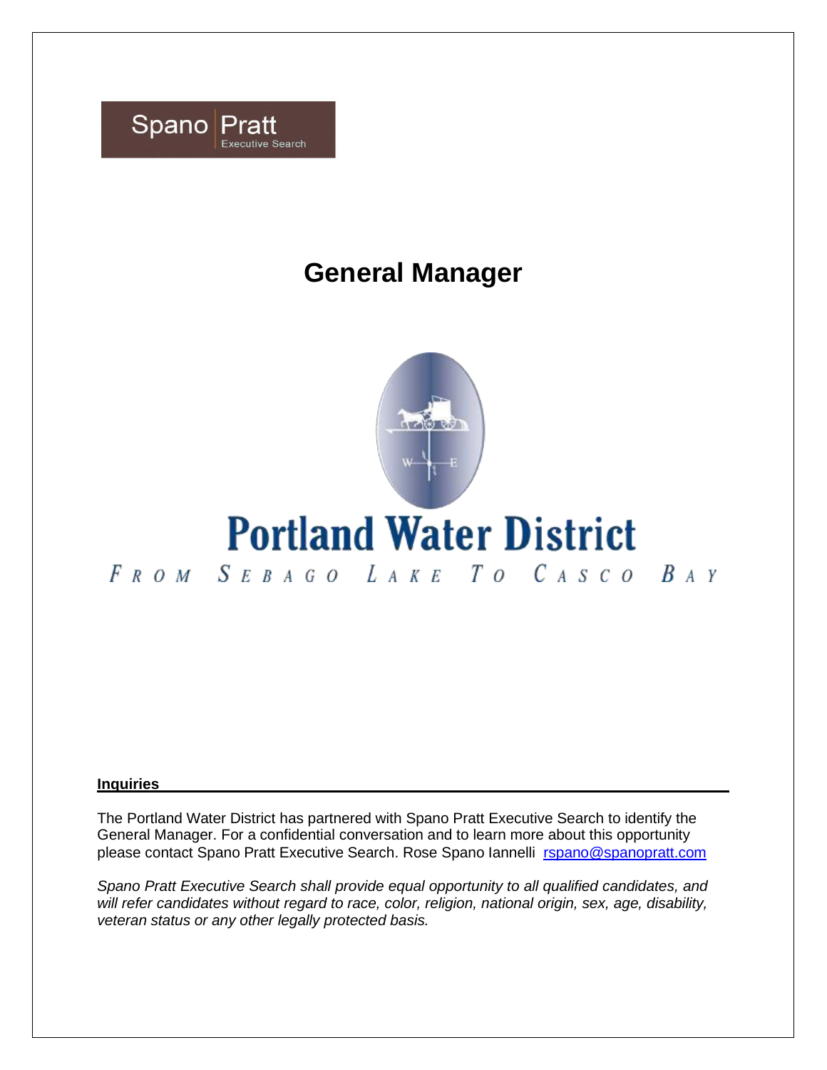Spano Pratt
Executive Search

# General Manager

# Portland Water District

FROM SEBAGO LAKE TO CASCO BAY

## Inquiries

The Portland Water District has partnered with Spano Pratt Executive Search to identify the General Manager. For a confidential conversation and to learn more about this opportunity please contact Spano Pratt Executive Search. Rose Spano Iannelli rspano@spanopratt.com

*Spano Pratt Executive Search shall provide equal opportunity to all qualified candidates, and will refer candidates without regard to race, color, religion, national origin, sex, age, disability, veteran status or any other legally protected basis.*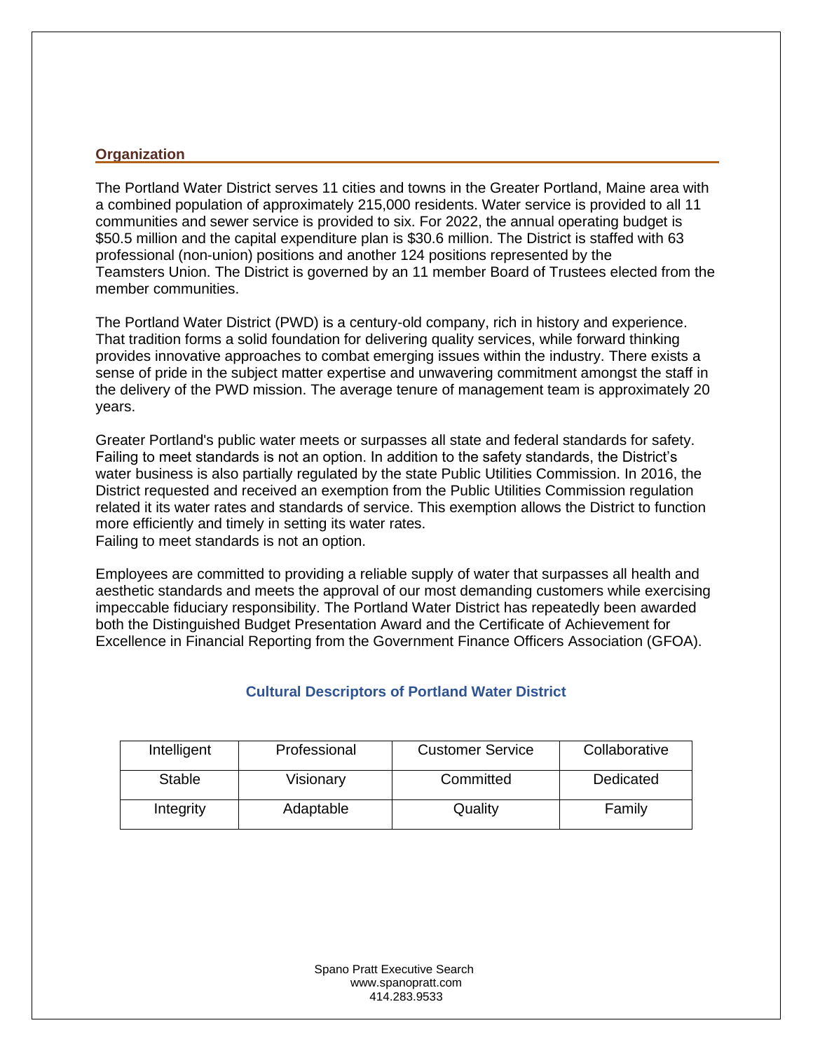## Organization

The Portland Water District serves 11 cities and towns in the Greater Portland, Maine area with a combined population of approximately 215,000 residents. Water service is provided to all 11 communities and sewer service is provided to six. For 2022, the annual operating budget is $50.5 million and the capital expenditure plan is $30.6 million. The District is staffed with 63 professional (non-union) positions and another 124 positions represented by the Teamsters Union. The District is governed by an 11 member Board of Trustees elected from the member communities.

The Portland Water District (PWD) is a century-old company, rich in history and experience. That tradition forms a solid foundation for delivering quality services, while forward thinking provides innovative approaches to combat emerging issues within the industry. There exists a sense of pride in the subject matter expertise and unwavering commitment amongst the staff in the delivery of the PWD mission. The average tenure of management team is approximately 20 years.

Greater Portland's public water meets or surpasses all state and federal standards for safety. Failing to meet standards is not an option. In addition to the safety standards, the District's water business is also partially regulated by the state Public Utilities Commission. In 2016, the District requested and received an exemption from the Public Utilities Commission regulation related it its water rates and standards of service. This exemption allows the District to function more efficiently and timely in setting its water rates.
Failing to meet standards is not an option.

Employees are committed to providing a reliable supply of water that surpasses all health and aesthetic standards and meets the approval of our most demanding customers while exercising impeccable fiduciary responsibility. The Portland Water District has repeatedly been awarded both the Distinguished Budget Presentation Award and the Certificate of Achievement for Excellence in Financial Reporting from the Government Finance Officers Association (GFOA).

### Cultural Descriptors of Portland Water District

| | | | |
|---|---|---|---|
| Intelligent | Professional | Customer Service | Collaborative |
| Stable | Visionary | Committed | Dedicated |
| Integrity | Adaptable | Quality | Family |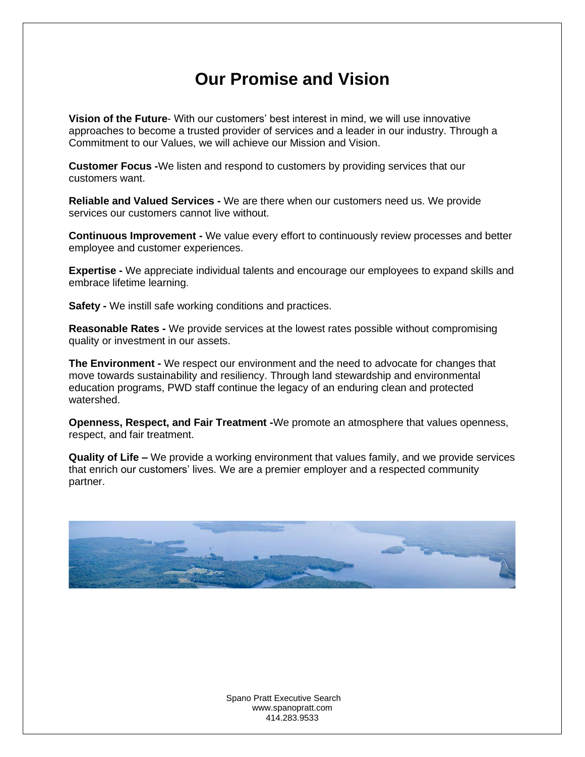# Our Promise and Vision

**Vision of the Future**- With our customers' best interest in mind, we will use innovative approaches to become a trusted provider of services and a leader in our industry. Through a Commitment to our Values, we will achieve our Mission and Vision.

**Customer Focus -**We listen and respond to customers by providing services that our customers want.

**Reliable and Valued Services -** We are there when our customers need us. We provide services our customers cannot live without.

**Continuous Improvement -** We value every effort to continuously review processes and better employee and customer experiences.

**Expertise -** We appreciate individual talents and encourage our employees to expand skills and embrace lifetime learning.

**Safety -** We instill safe working conditions and practices.

**Reasonable Rates -** We provide services at the lowest rates possible without compromising quality or investment in our assets.

**The Environment -** We respect our environment and the need to advocate for changes that move towards sustainability and resiliency. Through land stewardship and environmental education programs, PWD staff continue the legacy of an enduring clean and protected watershed.

**Openness, Respect, and Fair Treatment -**We promote an atmosphere that values openness, respect, and fair treatment.

**Quality of Life –** We provide a working environment that values family, and we provide services that enrich our customers' lives. We are a premier employer and a respected community partner.

Spano Pratt Executive Search
www.spanopratt.com
414.283.9533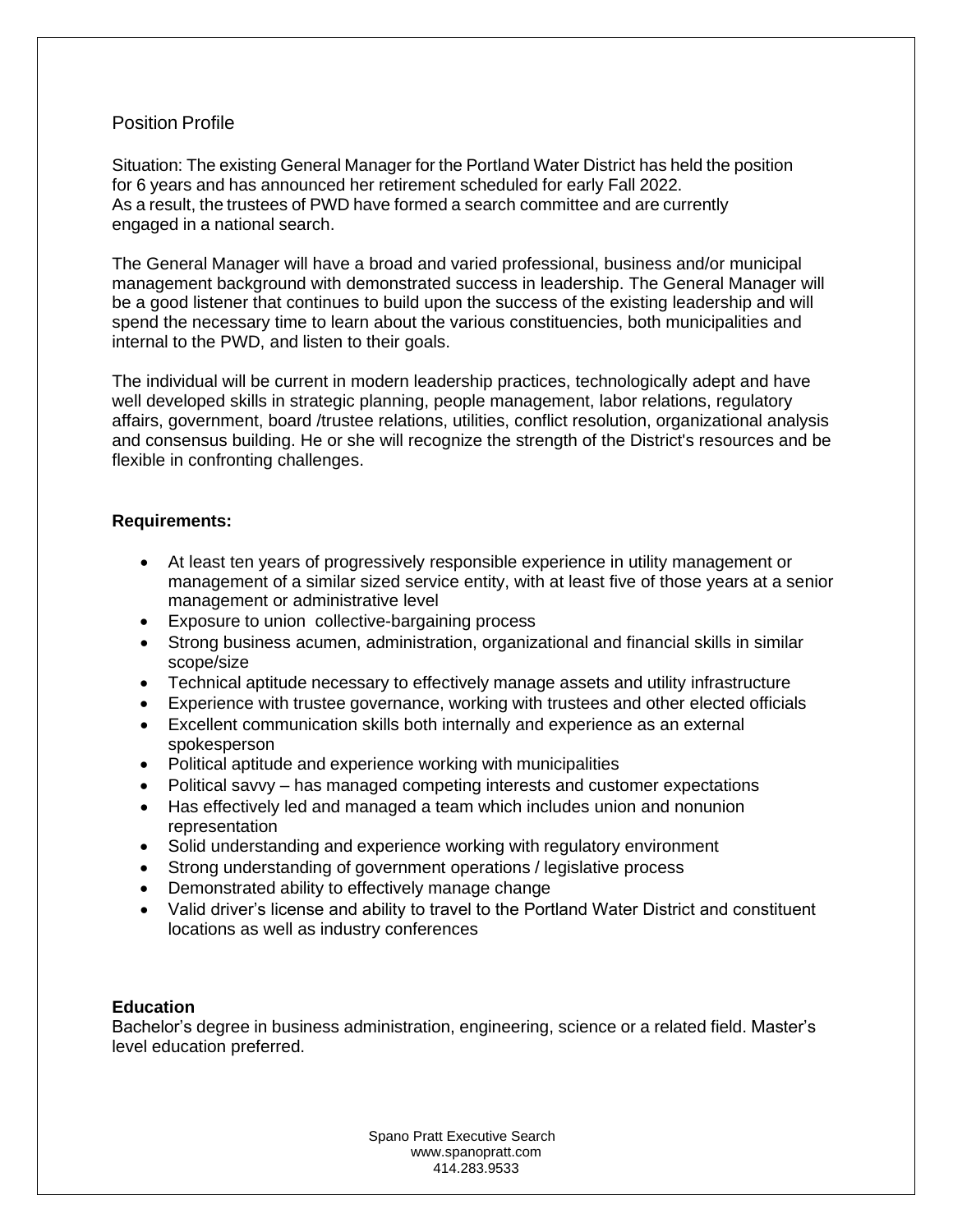## Position Profile

Situation: The existing General Manager for the Portland Water District has held the position for 6 years and has announced her retirement scheduled for early Fall 2022. As a result, the trustees of PWD have formed a search committee and are currently engaged in a national search.

The General Manager will have a broad and varied professional, business and/or municipal management background with demonstrated success in leadership. The General Manager will be a good listener that continues to build upon the success of the existing leadership and will spend the necessary time to learn about the various constituencies, both municipalities and internal to the PWD, and listen to their goals.

The individual will be current in modern leadership practices, technologically adept and have well developed skills in strategic planning, people management, labor relations, regulatory affairs, government, board /trustee relations, utilities, conflict resolution, organizational analysis and consensus building. He or she will recognize the strength of the District's resources and be flexible in confronting challenges.

**Requirements:**

- At least ten years of progressively responsible experience in utility management or management of a similar sized service entity, with at least five of those years at a senior management or administrative level
- Exposure to union collective-bargaining process
- Strong business acumen, administration, organizational and financial skills in similar scope/size
- Technical aptitude necessary to effectively manage assets and utility infrastructure
- Experience with trustee governance, working with trustees and other elected officials
- Excellent communication skills both internally and experience as an external spokesperson
- Political aptitude and experience working with municipalities
- Political savvy – has managed competing interests and customer expectations
- Has effectively led and managed a team which includes union and nonunion representation
- Solid understanding and experience working with regulatory environment
- Strong understanding of government operations / legislative process
- Demonstrated ability to effectively manage change
- Valid driver's license and ability to travel to the Portland Water District and constituent locations as well as industry conferences

**Education**

Bachelor's degree in business administration, engineering, science or a related field. Master's level education preferred.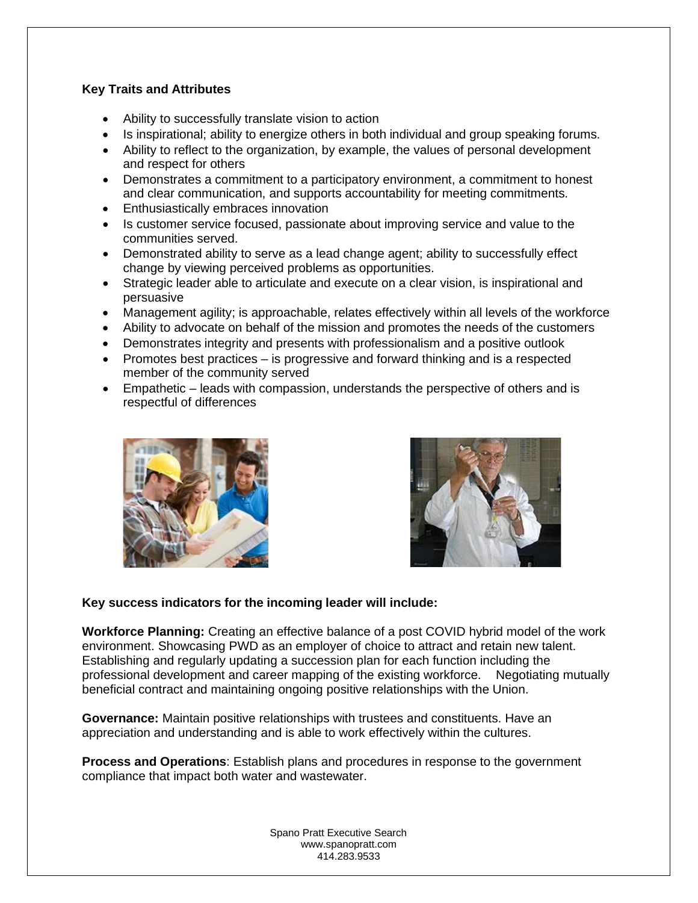**Key Traits and Attributes**

- Ability to successfully translate vision to action
- Is inspirational; ability to energize others in both individual and group speaking forums.
- Ability to reflect to the organization, by example, the values of personal development and respect for others
- Demonstrates a commitment to a participatory environment, a commitment to honest and clear communication, and supports accountability for meeting commitments.
- Enthusiastically embraces innovation
- Is customer service focused, passionate about improving service and value to the communities served.
- Demonstrated ability to serve as a lead change agent; ability to successfully effect change by viewing perceived problems as opportunities.
- Strategic leader able to articulate and execute on a clear vision, is inspirational and persuasive
- Management agility; is approachable, relates effectively within all levels of the workforce
- Ability to advocate on behalf of the mission and promotes the needs of the customers
- Demonstrates integrity and presents with professionalism and a positive outlook
- Promotes best practices – is progressive and forward thinking and is a respected member of the community served
- Empathetic – leads with compassion, understands the perspective of others and is respectful of differences

**Key success indicators for the incoming leader will include:**

**Workforce Planning:** Creating an effective balance of a post COVID hybrid model of the work environment. Showcasing PWD as an employer of choice to attract and retain new talent. Establishing and regularly updating a succession plan for each function including the professional development and career mapping of the existing workforce. Negotiating mutually beneficial contract and maintaining ongoing positive relationships with the Union.

**Governance:** Maintain positive relationships with trustees and constituents. Have an appreciation and understanding and is able to work effectively within the cultures.

**Process and Operations**: Establish plans and procedures in response to the government compliance that impact both water and wastewater.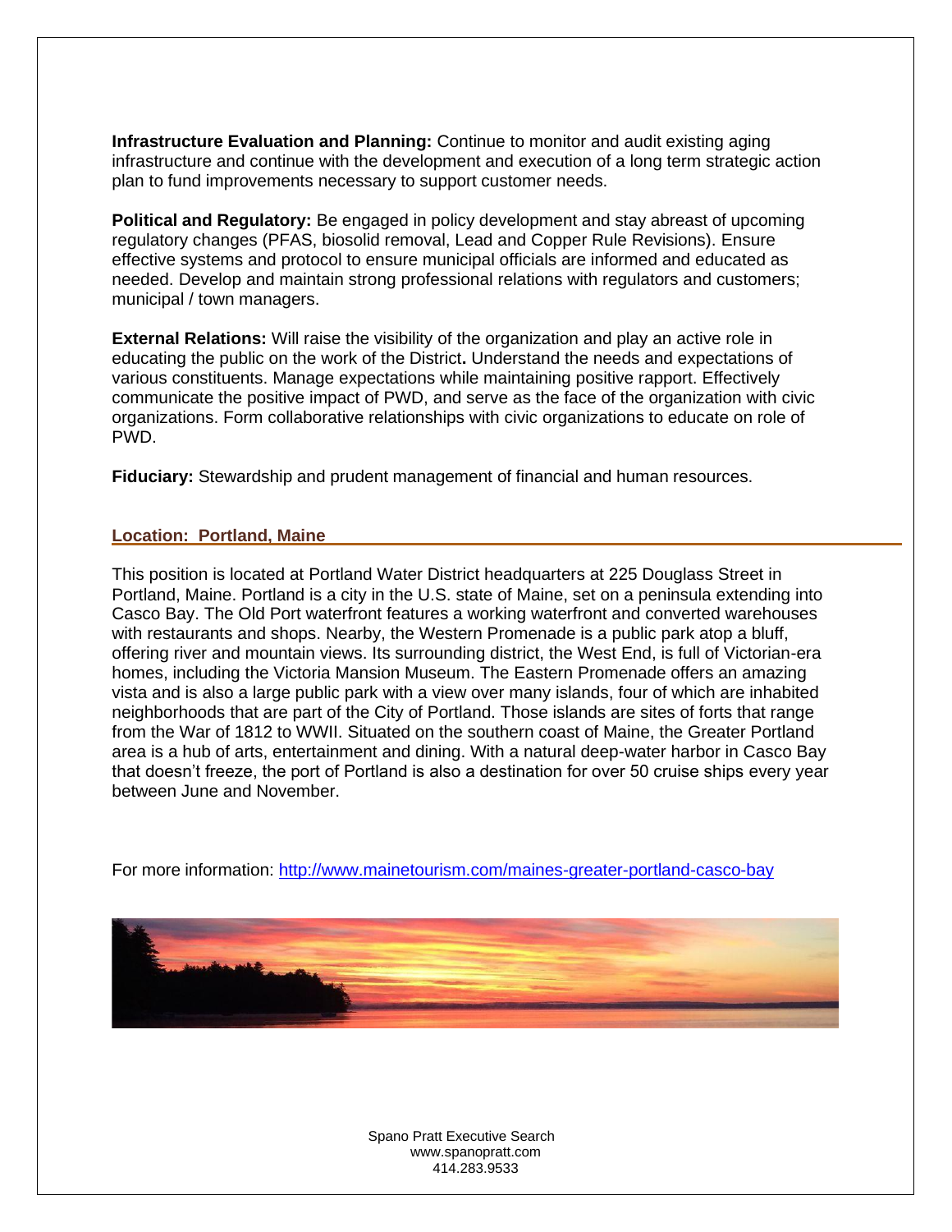**Infrastructure Evaluation and Planning:** Continue to monitor and audit existing aging infrastructure and continue with the development and execution of a long term strategic action plan to fund improvements necessary to support customer needs.

**Political and Regulatory:** Be engaged in policy development and stay abreast of upcoming regulatory changes (PFAS, biosolid removal, Lead and Copper Rule Revisions). Ensure effective systems and protocol to ensure municipal officials are informed and educated as needed. Develop and maintain strong professional relations with regulators and customers; municipal / town managers.

**External Relations:** Will raise the visibility of the organization and play an active role in educating the public on the work of the District**.** Understand the needs and expectations of various constituents. Manage expectations while maintaining positive rapport. Effectively communicate the positive impact of PWD, and serve as the face of the organization with civic organizations. Form collaborative relationships with civic organizations to educate on role of PWD.

**Fiduciary:** Stewardship and prudent management of financial and human resources.

## Location: Portland, Maine

This position is located at Portland Water District headquarters at 225 Douglass Street in Portland, Maine. Portland is a city in the U.S. state of Maine, set on a peninsula extending into Casco Bay. The Old Port waterfront features a working waterfront and converted warehouses with restaurants and shops. Nearby, the Western Promenade is a public park atop a bluff, offering river and mountain views. Its surrounding district, the West End, is full of Victorian-era homes, including the Victoria Mansion Museum. The Eastern Promenade offers an amazing vista and is also a large public park with a view over many islands, four of which are inhabited neighborhoods that are part of the City of Portland. Those islands are sites of forts that range from the War of 1812 to WWII. Situated on the southern coast of Maine, the Greater Portland area is a hub of arts, entertainment and dining. With a natural deep-water harbor in Casco Bay that doesn't freeze, the port of Portland is also a destination for over 50 cruise ships every year between June and November.

For more information: [http://www.mainetourism.com/maines-greater-portland-casco-bay](http://www.mainetourism.com/maines-greater-portland-casco-bay)

Spano Pratt Executive Search
www.spanopratt.com
414.283.9533